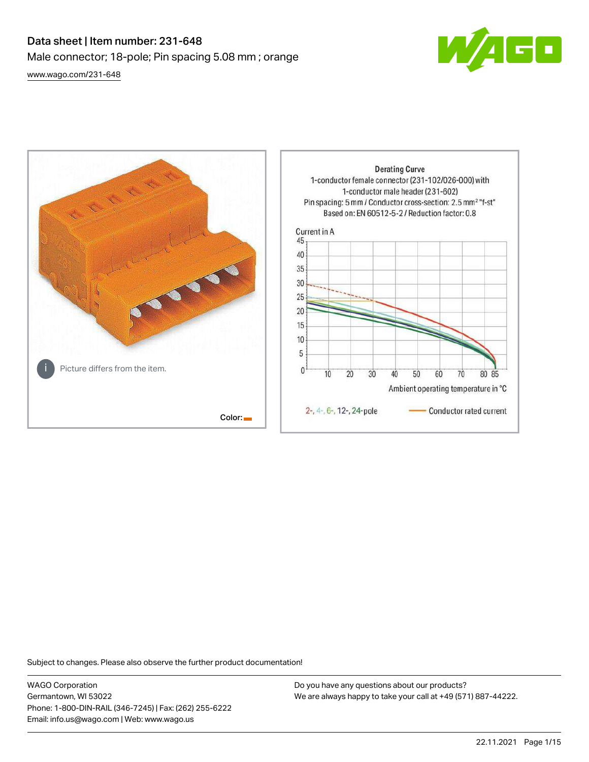# Data sheet | Item number: 231-648

Male connector; 18-pole; Pin spacing 5.08 mm ; orange

[www.wago.com/231-648](www.wago.com/231-648)

Picture differs from the item.

Color:

Derating Curve
1-conductor female connector (231-102/026-000) with 1-conductor male header (231-602)
Pin spacing: 5 mm / Conductor cross-section: 2.5 mm² "f-st"
Based on: EN 60512-5-2 / Reduction factor: 0.8

Current in A

Ambient operating temperature in °C

2-, 4-, 6-, 12-, 24-pole — Conductor rated current

Subject to changes. Please also observe the further product documentation!

WAGO Corporation
Germantown, WI 53022
Phone: 1-800-DIN-RAIL (346-7245) | Fax: (262) 255-6222
Email: info.us@wago.com | Web: www.wago.us

Do you have any questions about our products?
We are always happy to take your call at +49 (571) 887-44222.

22.11.2021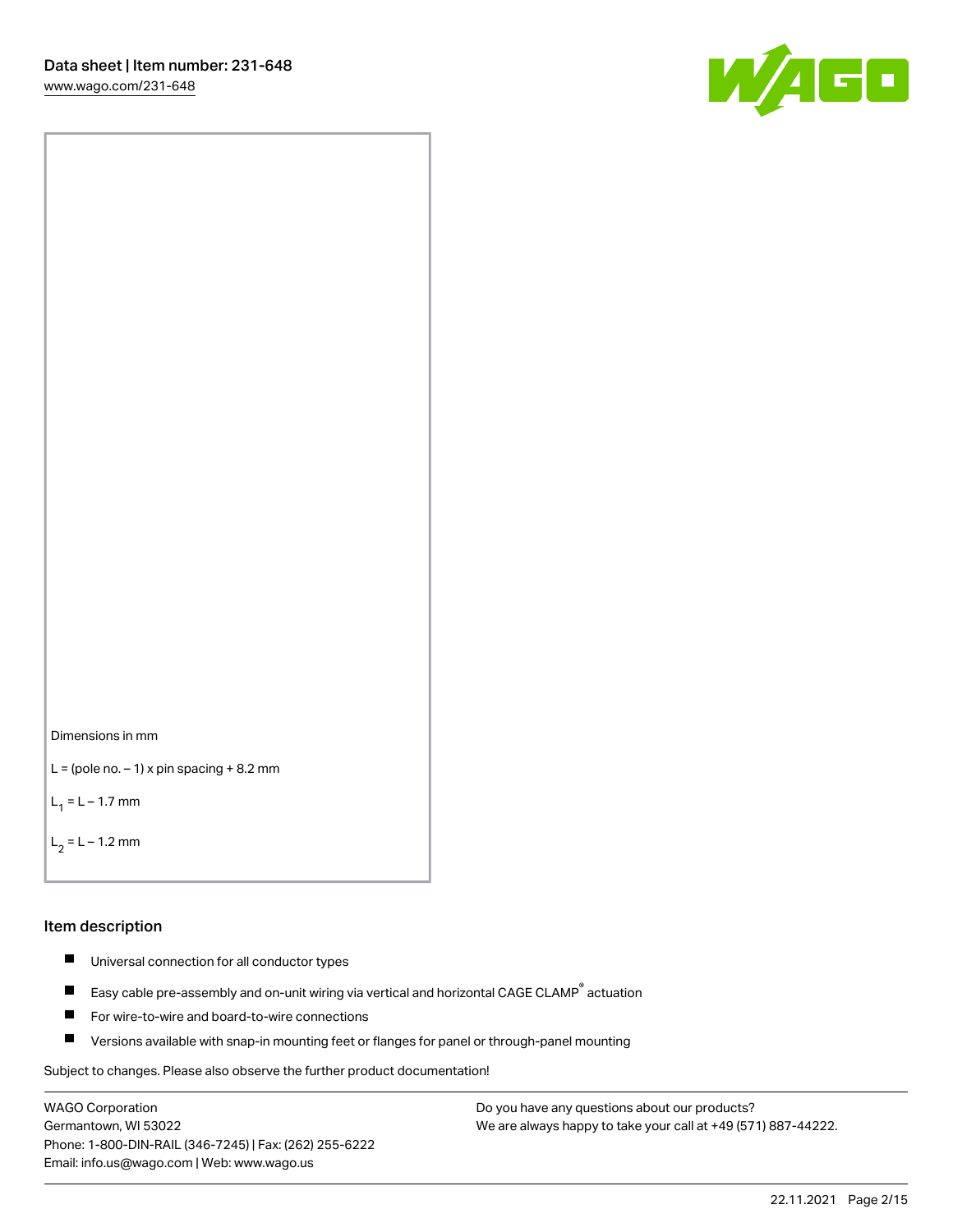Dimensions in mm

L = (pole no. – 1) x pin spacing + 8.2 mm

$L_1$ = L – 1.7 mm

$L_2$ = L – 1.2 mm

## Item description

- Universal connection for all conductor types
- Easy cable pre-assembly and on-unit wiring via vertical and horizontal CAGE CLAMP® actuation
- For wire-to-wire and board-to-wire connections
- Versions available with snap-in mounting feet or flanges for panel or through-panel mounting

Subject to changes. Please also observe the further product documentation!

WAGO Corporation
Germantown, WI 53022
Phone: 1-800-DIN-RAIL (346-7245) | Fax: (262) 255-6222
Email: info.us@wago.com | Web: www.wago.us

Do you have any questions about our products?
We are always happy to take your call at +49 (571) 887-44222.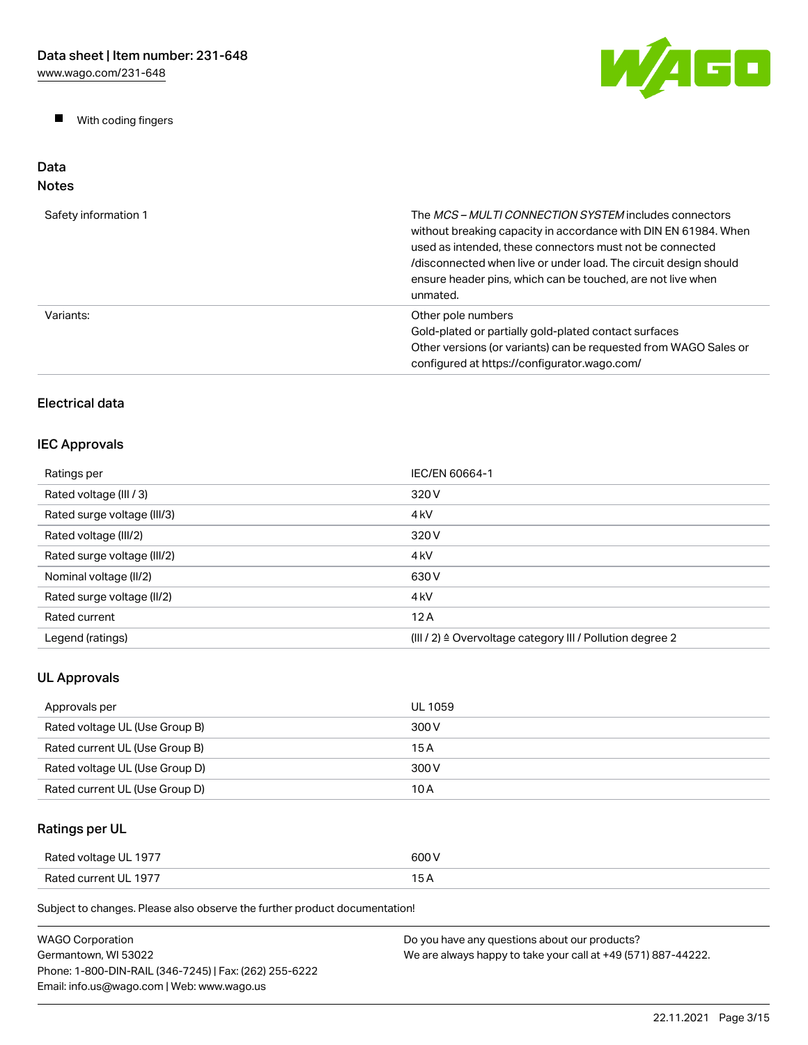- With coding fingers

## Data
## Notes

| | |
|---|---|
| Safety information 1 | The *MCS – MULTI CONNECTION SYSTEM* includes connectors without breaking capacity in accordance with DIN EN 61984. When used as intended, these connectors must not be connected /disconnected when live or under load. The circuit design should ensure header pins, which can be touched, are not live when unmated. |
| Variants: | Other pole numbers<br>Gold-plated or partially gold-plated contact surfaces<br>Other versions (or variants) can be requested from WAGO Sales or configured at https://configurator.wago.com/ |

### Electrical data

### IEC Approvals

| | |
|---|---|
| Ratings per | IEC/EN 60664-1 |
| Rated voltage (III / 3) | 320 V |
| Rated surge voltage (III/3) | 4 kV |
| Rated voltage (III/2) | 320 V |
| Rated surge voltage (III/2) | 4 kV |
| Nominal voltage (II/2) | 630 V |
| Rated surge voltage (II/2) | 4 kV |
| Rated current | 12 A |
| Legend (ratings) | (III / 2) ≙ Overvoltage category III / Pollution degree 2 |

### UL Approvals

| | |
|---|---|
| Approvals per | UL 1059 |
| Rated voltage UL (Use Group B) | 300 V |
| Rated current UL (Use Group B) | 15 A |
| Rated voltage UL (Use Group D) | 300 V |
| Rated current UL (Use Group D) | 10 A |

### Ratings per UL

| | |
|---|---|
| Rated voltage UL 1977 | 600 V |
| Rated current UL 1977 | 15 A |

Subject to changes. Please also observe the further product documentation!

WAGO Corporation
Germantown, WI 53022
Phone: 1-800-DIN-RAIL (346-7245) | Fax: (262) 255-6222
Email: info.us@wago.com | Web: www.wago.us

Do you have any questions about our products?
We are always happy to take your call at +49 (571) 887-44222.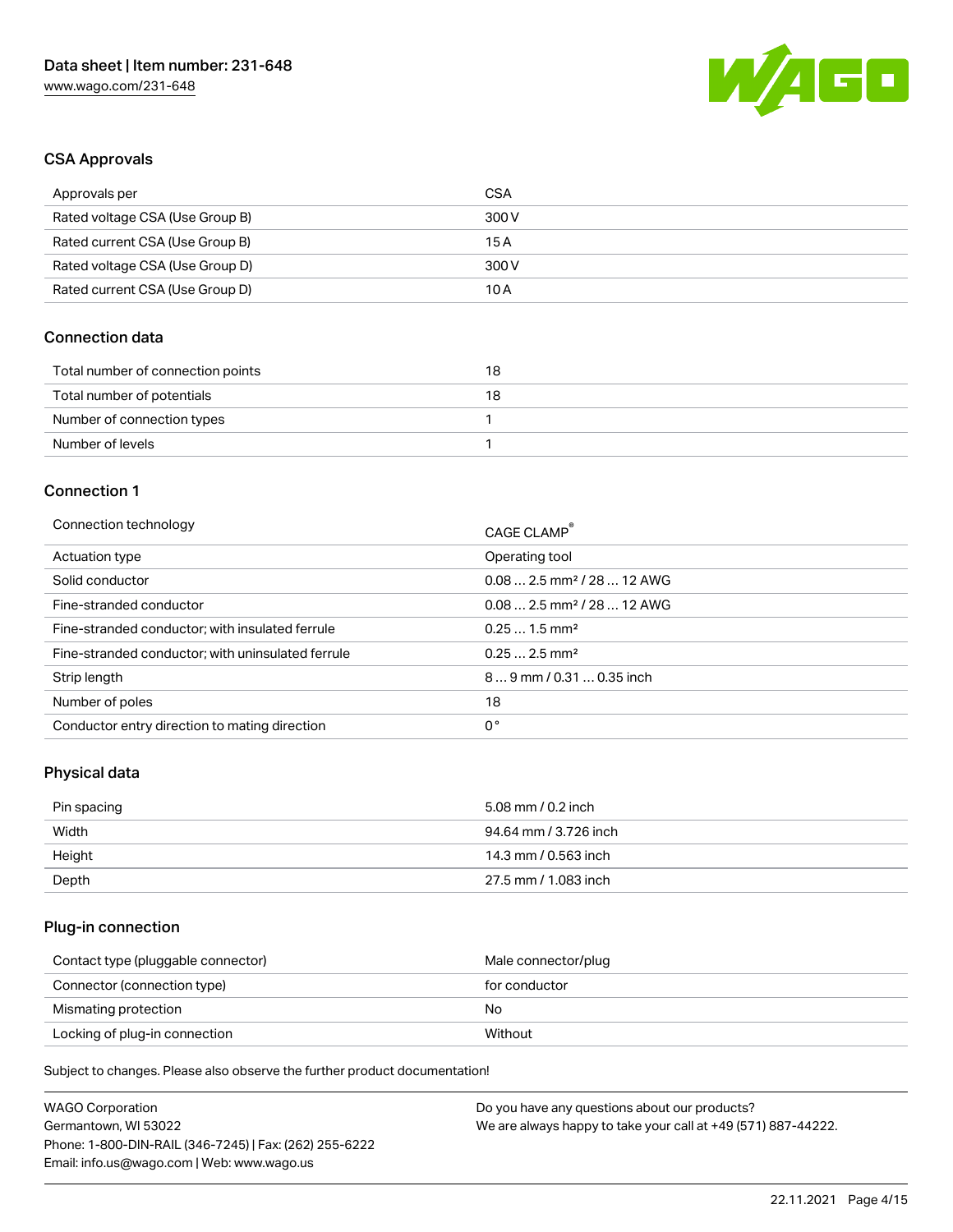## CSA Approvals

| Approvals per | CSA |
|---|---|
| Rated voltage CSA (Use Group B) | 300 V |
| Rated current CSA (Use Group B) | 15 A |
| Rated voltage CSA (Use Group D) | 300 V |
| Rated current CSA (Use Group D) | 10 A |

## Connection data

| Total number of connection points | 18 |
|---|---|
| Total number of potentials | 18 |
| Number of connection types | 1 |
| Number of levels | 1 |

## Connection 1

| Connection technology | CAGE CLAMP® |
|---|---|
| Actuation type | Operating tool |
| Solid conductor | 0.08 … 2.5 mm² / 28 … 12 AWG |
| Fine-stranded conductor | 0.08 … 2.5 mm² / 28 … 12 AWG |
| Fine-stranded conductor; with insulated ferrule | 0.25 … 1.5 mm² |
| Fine-stranded conductor; with uninsulated ferrule | 0.25 … 2.5 mm² |
| Strip length | 8 … 9 mm / 0.31 … 0.35 inch |
| Number of poles | 18 |
| Conductor entry direction to mating direction | 0 ° |

## Physical data

| Pin spacing | 5.08 mm / 0.2 inch |
|---|---|
| Width | 94.64 mm / 3.726 inch |
| Height | 14.3 mm / 0.563 inch |
| Depth | 27.5 mm / 1.083 inch |

## Plug-in connection

| Contact type (pluggable connector) | Male connector/plug |
|---|---|
| Connector (connection type) | for conductor |
| Mismatching protection | No |
| Locking of plug-in connection | Without |

Subject to changes. Please also observe the further product documentation!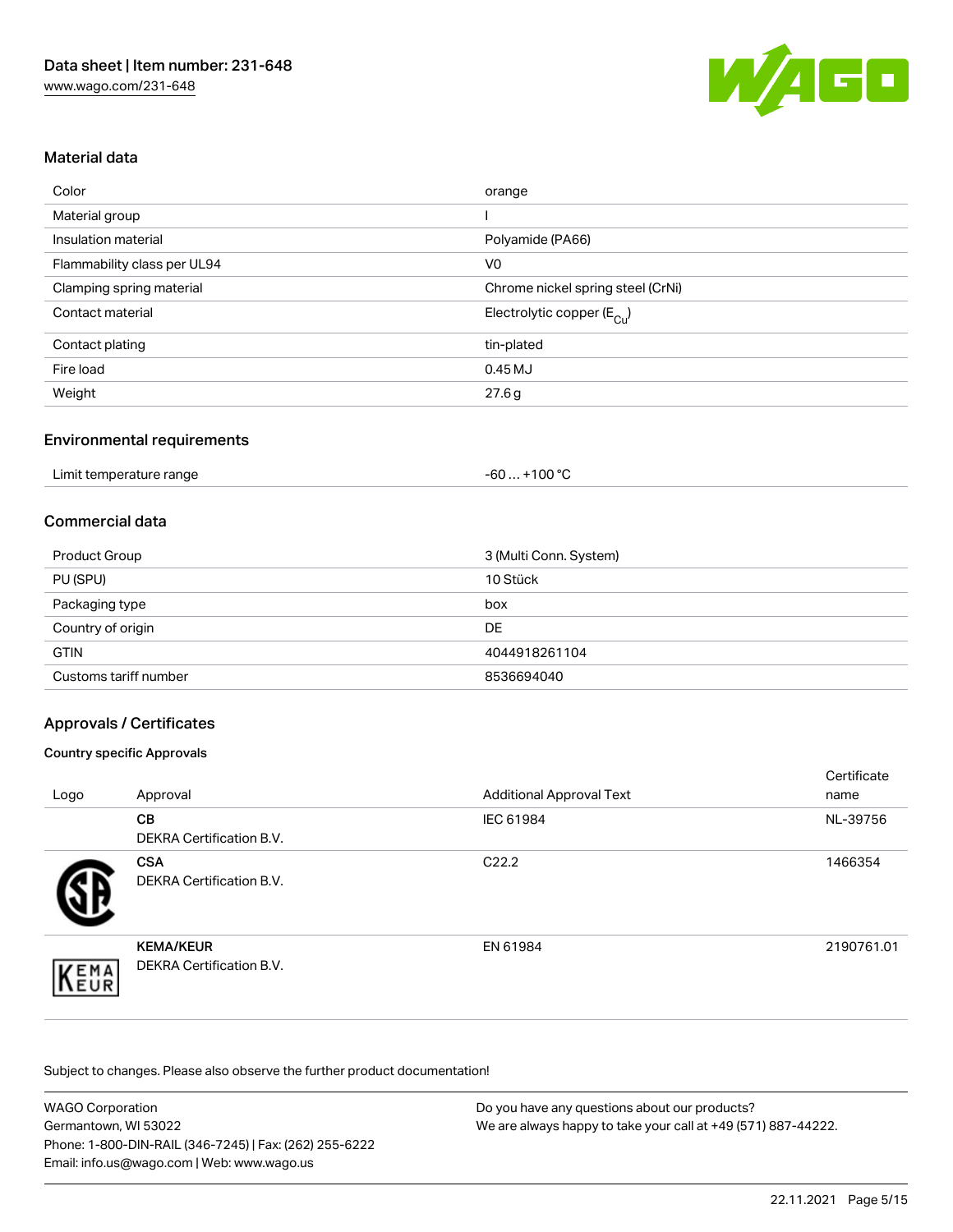## Material data

| | |
|---|---|
| Color | orange |
| Material group | I |
| Insulation material | Polyamide (PA66) |
| Flammability class per UL94 | V0 |
| Clamping spring material | Chrome nickel spring steel (CrNi) |
| Contact material | Electrolytic copper ($E_{Cu}$) |
| Contact plating | tin-plated |
| Fire load | 0.45 MJ |
| Weight | 27.6 g |

## Environmental requirements

| | |
|---|---|
| Limit temperature range | -60 … +100 °C |

## Commercial data

| | |
|---|---|
| Product Group | 3 (Multi Conn. System) |
| PU (SPU) | 10 Stück |
| Packaging type | box |
| Country of origin | DE |
| GTIN | 4044918261104 |
| Customs tariff number | 8536694040 |

## Approvals / Certificates

### Country specific Approvals

| Logo | Approval | Additional Approval Text | Certificate name |
|---|---|---|---|
| | **CB** DEKRA Certification B.V. | IEC 61984 | NL-39756 |
| | **CSA** DEKRA Certification B.V. | C22.2 | 1466354 |
| | **KEMA/KEUR** DEKRA Certification B.V. | EN 61984 | 2190761.01 |

Subject to changes. Please also observe the further product documentation!

WAGO Corporation
Germantown, WI 53022
Phone: 1-800-DIN-RAIL (346-7245) | Fax: (262) 255-6222
Email: info.us@wago.com | Web: www.wago.us

Do you have any questions about our products?
We are always happy to take your call at +49 (571) 887-44222.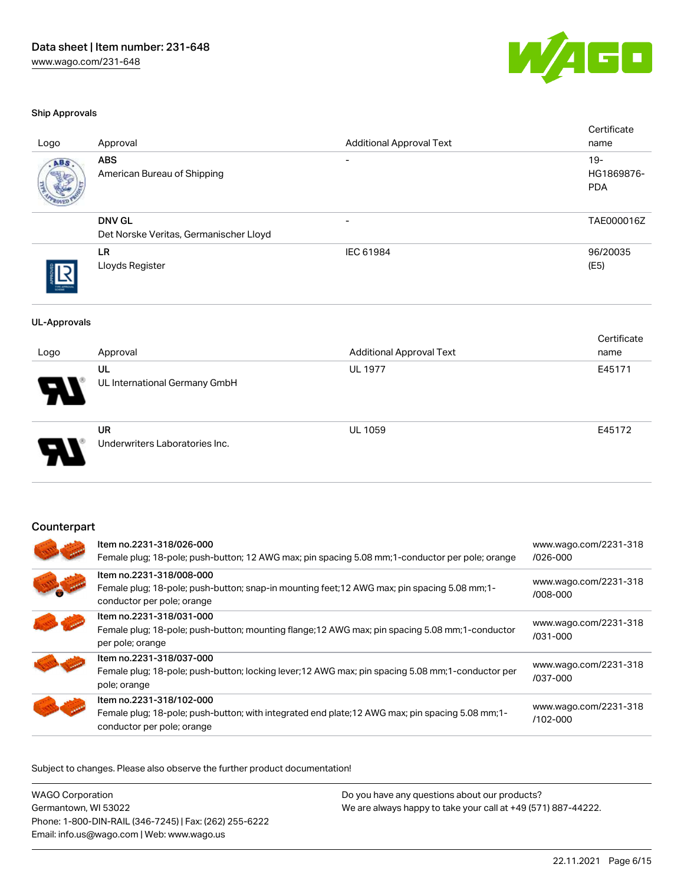### Ship Approvals

| Logo | Approval | Additional Approval Text | Certificate name |
|---|---|---|---|
| | **ABS**<br>American Bureau of Shipping | - | 19-HG1869876-PDA |
| | **DNV GL**<br>Det Norske Veritas, Germanischer Lloyd | - | TAE000016Z |
| | **LR**<br>Lloyds Register | IEC 61984 | 96/20035 (E5) |

### UL-Approvals

| Logo | Approval | Additional Approval Text | Certificate name |
|---|---|---|---|
| | **UL**<br>UL International Germany GmbH | UL 1977 | E45171 |
| | **UR**<br>Underwriters Laboratories Inc. | UL 1059 | E45172 |

## Counterpart

| | | |
|---|---|---|
| | **Item no.2231-318/026-000**<br>Female plug; 18-pole; push-button; 12 AWG max; pin spacing 5.08 mm;1-conductor per pole; orange | www.wago.com/2231-318/026-000 |
| | **Item no.2231-318/008-000**<br>Female plug; 18-pole; push-button; snap-in mounting feet;12 AWG max; pin spacing 5.08 mm;1-conductor per pole; orange | www.wago.com/2231-318/008-000 |
| | **Item no.2231-318/031-000**<br>Female plug; 18-pole; push-button; mounting flange;12 AWG max; pin spacing 5.08 mm;1-conductor per pole; orange | www.wago.com/2231-318/031-000 |
| | **Item no.2231-318/037-000**<br>Female plug; 18-pole; push-button; locking lever;12 AWG max; pin spacing 5.08 mm;1-conductor per pole; orange | www.wago.com/2231-318/037-000 |
| | **Item no.2231-318/102-000**<br>Female plug; 18-pole; push-button; with integrated end plate;12 AWG max; pin spacing 5.08 mm;1-conductor per pole; orange | www.wago.com/2231-318/102-000 |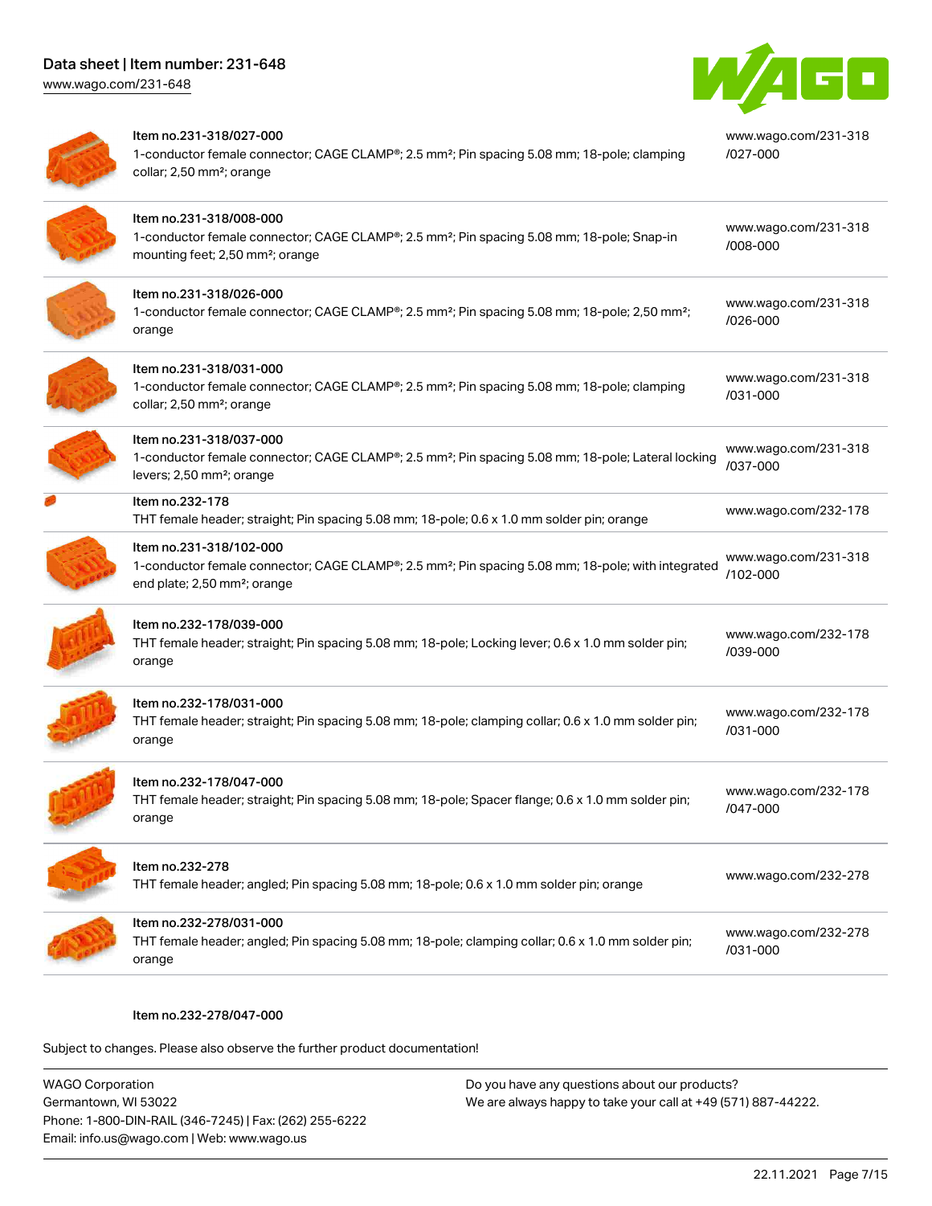| | | |
|---|---|---|
| | Item no.231-318/027-000<br>1-conductor female connector; CAGE CLAMP®; 2.5 mm²; Pin spacing 5.08 mm; 18-pole; clamping collar; 2,50 mm²; orange | www.wago.com/231-318/027-000 |
| | Item no.231-318/008-000<br>1-conductor female connector; CAGE CLAMP®; 2.5 mm²; Pin spacing 5.08 mm; 18-pole; Snap-in mounting feet; 2,50 mm²; orange | www.wago.com/231-318/008-000 |
| | Item no.231-318/026-000<br>1-conductor female connector; CAGE CLAMP®; 2.5 mm²; Pin spacing 5.08 mm; 18-pole; 2,50 mm²; orange | www.wago.com/231-318/026-000 |
| | Item no.231-318/031-000<br>1-conductor female connector; CAGE CLAMP®; 2.5 mm²; Pin spacing 5.08 mm; 18-pole; clamping collar; 2,50 mm²; orange | www.wago.com/231-318/031-000 |
| | Item no.231-318/037-000<br>1-conductor female connector; CAGE CLAMP®; 2.5 mm²; Pin spacing 5.08 mm; 18-pole; Lateral locking levers; 2,50 mm²; orange | www.wago.com/231-318/037-000 |
| | Item no.232-178<br>THT female header; straight; Pin spacing 5.08 mm; 18-pole; 0.6 x 1.0 mm solder pin; orange | www.wago.com/232-178 |
| | Item no.231-318/102-000<br>1-conductor female connector; CAGE CLAMP®; 2.5 mm²; Pin spacing 5.08 mm; 18-pole; with integrated end plate; 2,50 mm²; orange | www.wago.com/231-318/102-000 |
| | Item no.232-178/039-000<br>THT female header; straight; Pin spacing 5.08 mm; 18-pole; Locking lever; 0.6 x 1.0 mm solder pin; orange | www.wago.com/232-178/039-000 |
| | Item no.232-178/031-000<br>THT female header; straight; Pin spacing 5.08 mm; 18-pole; clamping collar; 0.6 x 1.0 mm solder pin; orange | www.wago.com/232-178/031-000 |
| | Item no.232-178/047-000<br>THT female header; straight; Pin spacing 5.08 mm; 18-pole; Spacer flange; 0.6 x 1.0 mm solder pin; orange | www.wago.com/232-178/047-000 |
| | Item no.232-278<br>THT female header; angled; Pin spacing 5.08 mm; 18-pole; 0.6 x 1.0 mm solder pin; orange | www.wago.com/232-278 |
| | Item no.232-278/031-000<br>THT female header; angled; Pin spacing 5.08 mm; 18-pole; clamping collar; 0.6 x 1.0 mm solder pin; orange | www.wago.com/232-278/031-000 |

Item no.232-278/047-000

Subject to changes. Please also observe the further product documentation!

WAGO Corporation
Germantown, WI 53022
Phone: 1-800-DIN-RAIL (346-7245) | Fax: (262) 255-6222
Email: info.us@wago.com | Web: www.wago.us

Do you have any questions about our products?
We are always happy to take your call at +49 (571) 887-44222.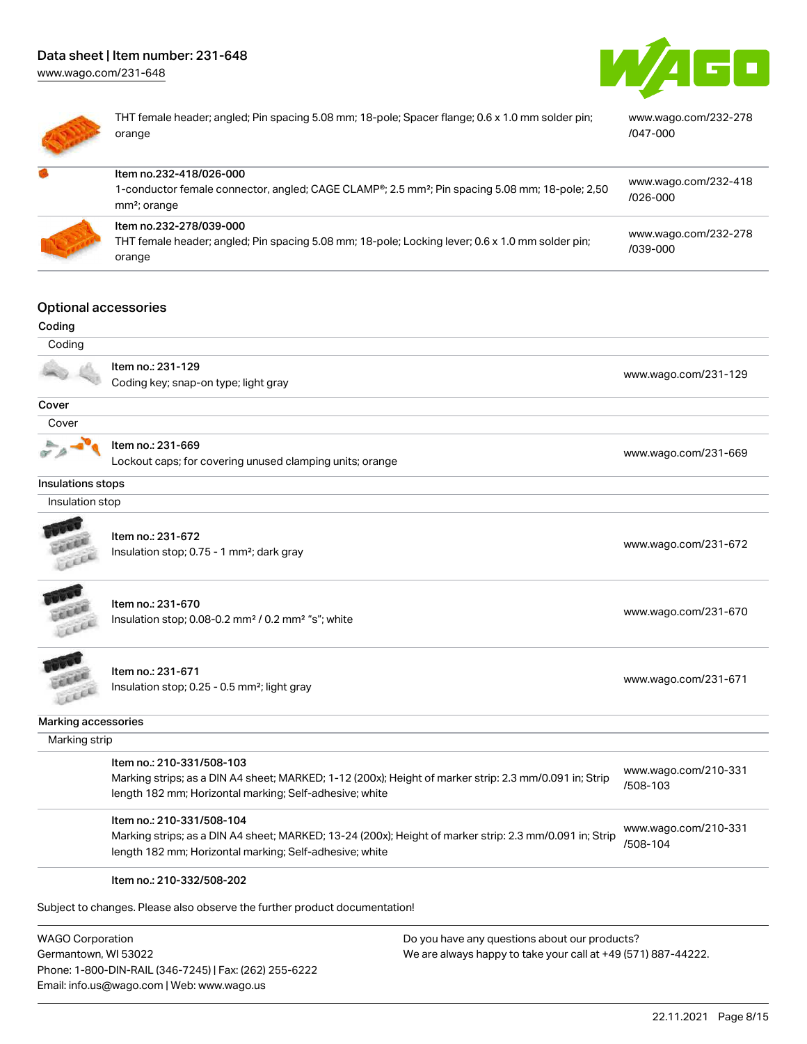| | | |
|---|---|---|
| | THT female header; angled; Pin spacing 5.08 mm; 18-pole; Spacer flange; 0.6 x 1.0 mm solder pin; orange | www.wago.com/232-278/047-000 |
| | Item no.232-418/026-000<br>1-conductor female connector, angled; CAGE CLAMP®; 2.5 mm²; Pin spacing 5.08 mm; 18-pole; 2,50 mm²; orange | www.wago.com/232-418/026-000 |
| | Item no.232-278/039-000<br>THT female header; angled; Pin spacing 5.08 mm; 18-pole; Locking lever; 0.6 x 1.0 mm solder pin; orange | www.wago.com/232-278/039-000 |

## Optional accessories

### Coding

| Coding | | |
|---|---|---|
| | Item no.: 231-129<br>Coding key; snap-on type; light gray | www.wago.com/231-129 |

### Cover

| Cover | | |
|---|---|---|
| | Item no.: 231-669<br>Lockout caps; for covering unused clamping units; orange | www.wago.com/231-669 |

### Insulations stops

| Insulation stop | | |
|---|---|---|
| | Item no.: 231-672<br>Insulation stop; 0.75 - 1 mm²; dark gray | www.wago.com/231-672 |
| | Item no.: 231-670<br>Insulation stop; 0.08-0.2 mm² / 0.2 mm² "s"; white | www.wago.com/231-670 |
| | Item no.: 231-671<br>Insulation stop; 0.25 - 0.5 mm²; light gray | www.wago.com/231-671 |

### Marking accessories

| Marking strip | | |
|---|---|---|
| | Item no.: 210-331/508-103<br>Marking strips; as a DIN A4 sheet; MARKED; 1-12 (200x); Height of marker strip: 2.3 mm/0.091 in; Strip length 182 mm; Horizontal marking; Self-adhesive; white | www.wago.com/210-331/508-103 |
| | Item no.: 210-331/508-104<br>Marking strips; as a DIN A4 sheet; MARKED; 13-24 (200x); Height of marker strip: 2.3 mm/0.091 in; Strip length 182 mm; Horizontal marking; Self-adhesive; white | www.wago.com/210-331/508-104 |
| | Item no.: 210-332/508-202 | |

Subject to changes. Please also observe the further product documentation!

WAGO Corporation
Germantown, WI 53022
Phone: 1-800-DIN-RAIL (346-7245) | Fax: (262) 255-6222
Email: info.us@wago.com | Web: www.wago.us

Do you have any questions about our products?
We are always happy to take your call at +49 (571) 887-44222.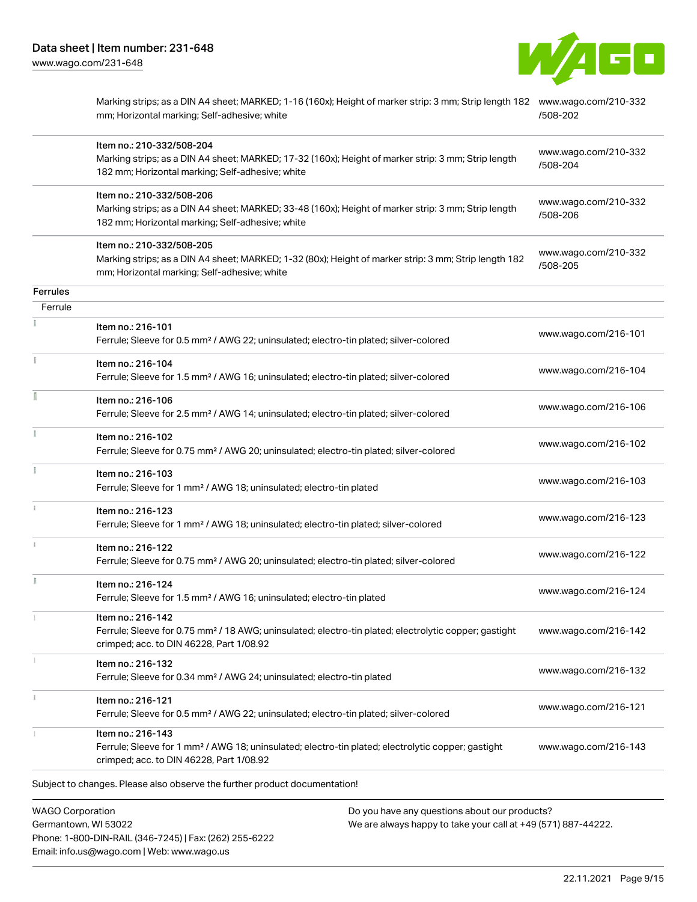| | | |
|---|---|---|
| | Marking strips; as a DIN A4 sheet; MARKED; 1-16 (160x); Height of marker strip: 3 mm; Strip length 182 mm; Horizontal marking; Self-adhesive; white | www.wago.com/210-332/508-202 |
| | Item no.: 210-332/508-204<br>Marking strips; as a DIN A4 sheet; MARKED; 17-32 (160x); Height of marker strip: 3 mm; Strip length 182 mm; Horizontal marking; Self-adhesive; white | www.wago.com/210-332/508-204 |
| | Item no.: 210-332/508-206<br>Marking strips; as a DIN A4 sheet; MARKED; 33-48 (160x); Height of marker strip: 3 mm; Strip length 182 mm; Horizontal marking; Self-adhesive; white | www.wago.com/210-332/508-206 |
| | Item no.: 210-332/508-205<br>Marking strips; as a DIN A4 sheet; MARKED; 1-32 (80x); Height of marker strip: 3 mm; Strip length 182 mm; Horizontal marking; Self-adhesive; white | www.wago.com/210-332/508-205 |
| **Ferrules** | | |
| Ferrule | | |
| | Item no.: 216-101<br>Ferrule; Sleeve for 0.5 mm² / AWG 22; uninsulated; electro-tin plated; silver-colored | www.wago.com/216-101 |
| | Item no.: 216-104<br>Ferrule; Sleeve for 1.5 mm² / AWG 16; uninsulated; electro-tin plated; silver-colored | www.wago.com/216-104 |
| | Item no.: 216-106<br>Ferrule; Sleeve for 2.5 mm² / AWG 14; uninsulated; electro-tin plated; silver-colored | www.wago.com/216-106 |
| | Item no.: 216-102<br>Ferrule; Sleeve for 0.75 mm² / AWG 20; uninsulated; electro-tin plated; silver-colored | www.wago.com/216-102 |
| | Item no.: 216-103<br>Ferrule; Sleeve for 1 mm² / AWG 18; uninsulated; electro-tin plated | www.wago.com/216-103 |
| | Item no.: 216-123<br>Ferrule; Sleeve for 1 mm² / AWG 18; uninsulated; electro-tin plated; silver-colored | www.wago.com/216-123 |
| | Item no.: 216-122<br>Ferrule; Sleeve for 0.75 mm² / AWG 20; uninsulated; electro-tin plated; silver-colored | www.wago.com/216-122 |
| | Item no.: 216-124<br>Ferrule; Sleeve for 1.5 mm² / AWG 16; uninsulated; electro-tin plated | www.wago.com/216-124 |
| | Item no.: 216-142<br>Ferrule; Sleeve for 0.75 mm² / 18 AWG; uninsulated; electro-tin plated; electrolytic copper; gastight crimped; acc. to DIN 46228, Part 1/08.92 | www.wago.com/216-142 |
| | Item no.: 216-132<br>Ferrule; Sleeve for 0.34 mm² / AWG 24; uninsulated; electro-tin plated | www.wago.com/216-132 |
| | Item no.: 216-121<br>Ferrule; Sleeve for 0.5 mm² / AWG 22; uninsulated; electro-tin plated; silver-colored | www.wago.com/216-121 |
| | Item no.: 216-143<br>Ferrule; Sleeve for 1 mm² / AWG 18; uninsulated; electro-tin plated; electrolytic copper; gastight crimped; acc. to DIN 46228, Part 1/08.92 | www.wago.com/216-143 |

Subject to changes. Please also observe the further product documentation!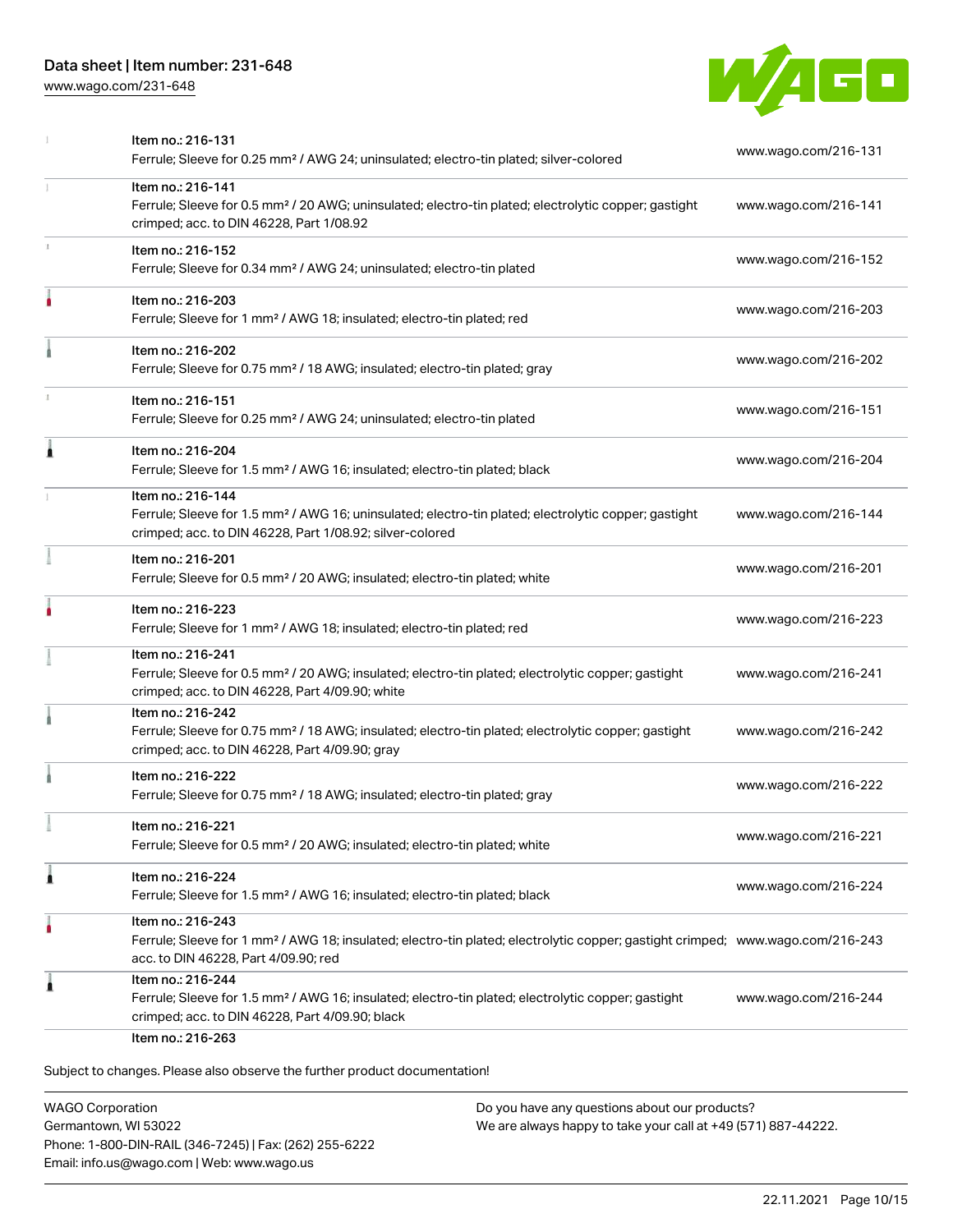| | | |
|---|---|---|
| | Item no.: 216-131<br>Ferrule; Sleeve for 0.25 mm² / AWG 24; uninsulated; electro-tin plated; silver-colored | www.wago.com/216-131 |
| | Item no.: 216-141<br>Ferrule; Sleeve for 0.5 mm² / 20 AWG; uninsulated; electro-tin plated; electrolytic copper; gastight crimped; acc. to DIN 46228, Part 1/08.92 | www.wago.com/216-141 |
| | Item no.: 216-152<br>Ferrule; Sleeve for 0.34 mm² / AWG 24; uninsulated; electro-tin plated | www.wago.com/216-152 |
| | Item no.: 216-203<br>Ferrule; Sleeve for 1 mm² / AWG 18; insulated; electro-tin plated; red | www.wago.com/216-203 |
| | Item no.: 216-202<br>Ferrule; Sleeve for 0.75 mm² / 18 AWG; insulated; electro-tin plated; gray | www.wago.com/216-202 |
| | Item no.: 216-151<br>Ferrule; Sleeve for 0.25 mm² / AWG 24; uninsulated; electro-tin plated | www.wago.com/216-151 |
| | Item no.: 216-204<br>Ferrule; Sleeve for 1.5 mm² / AWG 16; insulated; electro-tin plated; black | www.wago.com/216-204 |
| | Item no.: 216-144<br>Ferrule; Sleeve for 1.5 mm² / AWG 16; uninsulated; electro-tin plated; electrolytic copper; gastight crimped; acc. to DIN 46228, Part 1/08.92; silver-colored | www.wago.com/216-144 |
| | Item no.: 216-201<br>Ferrule; Sleeve for 0.5 mm² / 20 AWG; insulated; electro-tin plated; white | www.wago.com/216-201 |
| | Item no.: 216-223<br>Ferrule; Sleeve for 1 mm² / AWG 18; insulated; electro-tin plated; red | www.wago.com/216-223 |
| | Item no.: 216-241<br>Ferrule; Sleeve for 0.5 mm² / 20 AWG; insulated; electro-tin plated; electrolytic copper; gastight crimped; acc. to DIN 46228, Part 4/09.90; white | www.wago.com/216-241 |
| | Item no.: 216-242<br>Ferrule; Sleeve for 0.75 mm² / 18 AWG; insulated; electro-tin plated; electrolytic copper; gastight crimped; acc. to DIN 46228, Part 4/09.90; gray | www.wago.com/216-242 |
| | Item no.: 216-222<br>Ferrule; Sleeve for 0.75 mm² / 18 AWG; insulated; electro-tin plated; gray | www.wago.com/216-222 |
| | Item no.: 216-221<br>Ferrule; Sleeve for 0.5 mm² / 20 AWG; insulated; electro-tin plated; white | www.wago.com/216-221 |
| | Item no.: 216-224<br>Ferrule; Sleeve for 1.5 mm² / AWG 16; insulated; electro-tin plated; black | www.wago.com/216-224 |
| | Item no.: 216-243<br>Ferrule; Sleeve for 1 mm² / AWG 18; insulated; electro-tin plated; electrolytic copper; gastight crimped; acc. to DIN 46228, Part 4/09.90; red | www.wago.com/216-243 |
| | Item no.: 216-244<br>Ferrule; Sleeve for 1.5 mm² / AWG 16; insulated; electro-tin plated; electrolytic copper; gastight crimped; acc. to DIN 46228, Part 4/09.90; black | www.wago.com/216-244 |
| | Item no.: 216-263 | |

Subject to changes. Please also observe the further product documentation!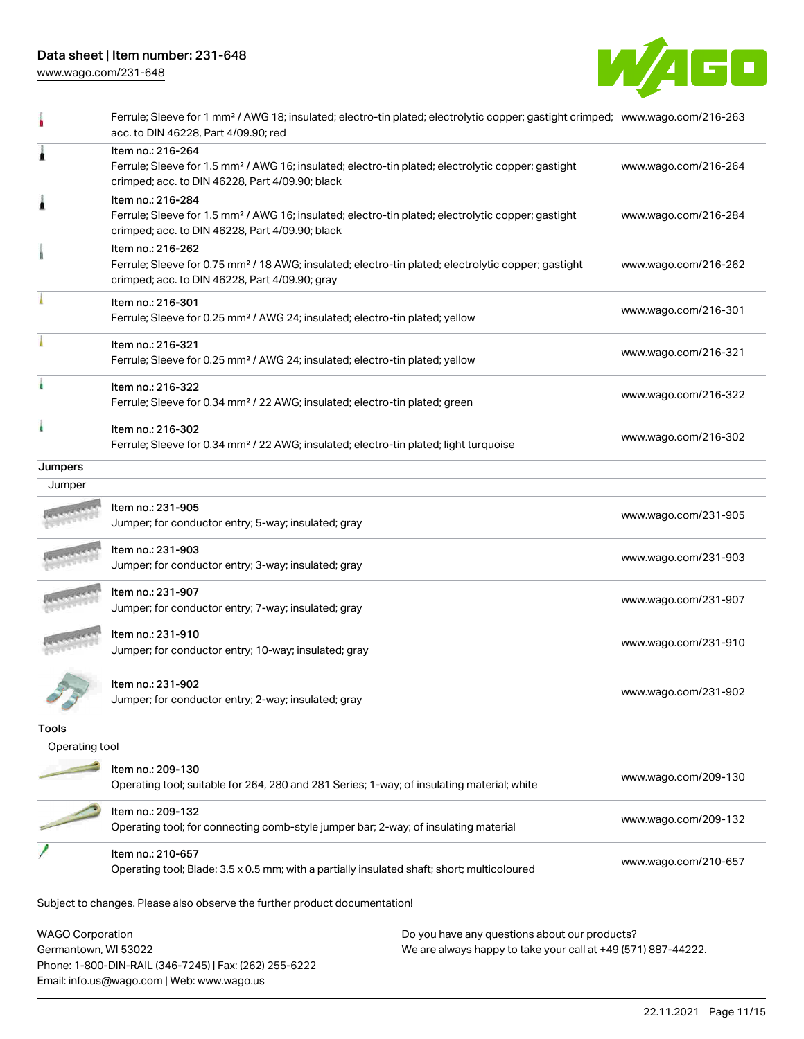| | | |
|---|---|---|
| | Ferrule; Sleeve for 1 mm² / AWG 18; insulated; electro-tin plated; electrolytic copper; gastight crimped; acc. to DIN 46228, Part 4/09.90; red | www.wago.com/216-263 |
| | Item no.: 216-264<br>Ferrule; Sleeve for 1.5 mm² / AWG 16; insulated; electro-tin plated; electrolytic copper; gastight crimped; acc. to DIN 46228, Part 4/09.90; black | www.wago.com/216-264 |
| | Item no.: 216-284<br>Ferrule; Sleeve for 1.5 mm² / AWG 16; insulated; electro-tin plated; electrolytic copper; gastight crimped; acc. to DIN 46228, Part 4/09.90; black | www.wago.com/216-284 |
| | Item no.: 216-262<br>Ferrule; Sleeve for 0.75 mm² / 18 AWG; insulated; electro-tin plated; electrolytic copper; gastight crimped; acc. to DIN 46228, Part 4/09.90; gray | www.wago.com/216-262 |
| | Item no.: 216-301<br>Ferrule; Sleeve for 0.25 mm² / AWG 24; insulated; electro-tin plated; yellow | www.wago.com/216-301 |
| | Item no.: 216-321<br>Ferrule; Sleeve for 0.25 mm² / AWG 24; insulated; electro-tin plated; yellow | www.wago.com/216-321 |
| | Item no.: 216-322<br>Ferrule; Sleeve for 0.34 mm² / 22 AWG; insulated; electro-tin plated; green | www.wago.com/216-322 |
| | Item no.: 216-302<br>Ferrule; Sleeve for 0.34 mm² / 22 AWG; insulated; electro-tin plated; light turquoise | www.wago.com/216-302 |

## Jumpers

Jumper

| | | |
|---|---|---|
| | Item no.: 231-905<br>Jumper; for conductor entry; 5-way; insulated; gray | www.wago.com/231-905 |
| | Item no.: 231-903<br>Jumper; for conductor entry; 3-way; insulated; gray | www.wago.com/231-903 |
| | Item no.: 231-907<br>Jumper; for conductor entry; 7-way; insulated; gray | www.wago.com/231-907 |
| | Item no.: 231-910<br>Jumper; for conductor entry; 10-way; insulated; gray | www.wago.com/231-910 |
| | Item no.: 231-902<br>Jumper; for conductor entry; 2-way; insulated; gray | www.wago.com/231-902 |

## Tools

Operating tool

| | | |
|---|---|---|
| | Item no.: 209-130<br>Operating tool; suitable for 264, 280 and 281 Series; 1-way; of insulating material; white | www.wago.com/209-130 |
| | Item no.: 209-132<br>Operating tool; for connecting comb-style jumper bar; 2-way; of insulating material | www.wago.com/209-132 |
| | Item no.: 210-657<br>Operating tool; Blade: 3.5 x 0.5 mm; with a partially insulated shaft; short; multicoloured | www.wago.com/210-657 |

Subject to changes. Please also observe the further product documentation!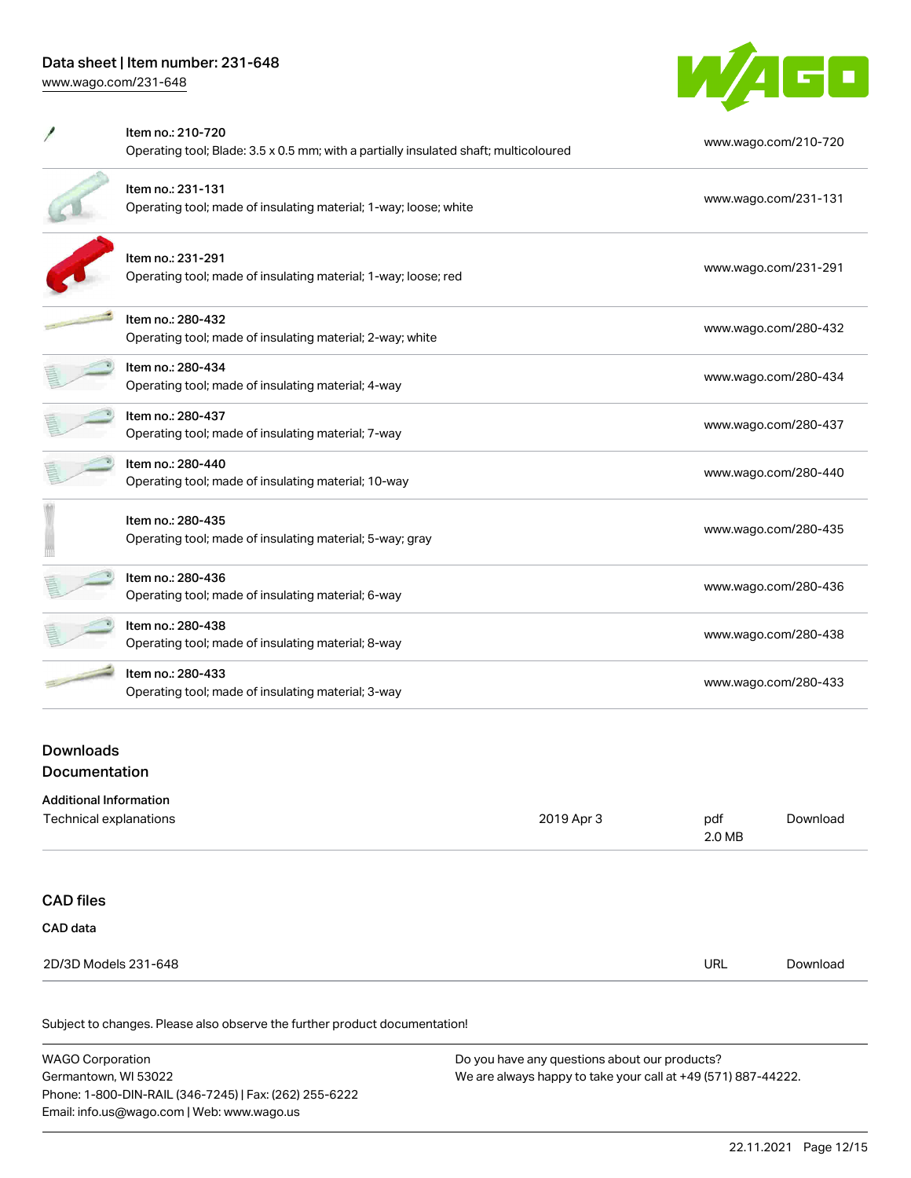| Item | Link |
| --- | --- |
| Item no.: 210-720<br>Operating tool; Blade: 3.5 x 0.5 mm; with a partially insulated shaft; multicoloured | www.wago.com/210-720 |
| Item no.: 231-131<br>Operating tool; made of insulating material; 1-way; loose; white | www.wago.com/231-131 |
| Item no.: 231-291<br>Operating tool; made of insulating material; 1-way; loose; red | www.wago.com/231-291 |
| Item no.: 280-432<br>Operating tool; made of insulating material; 2-way; white | www.wago.com/280-432 |
| Item no.: 280-434<br>Operating tool; made of insulating material; 4-way | www.wago.com/280-434 |
| Item no.: 280-437<br>Operating tool; made of insulating material; 7-way | www.wago.com/280-437 |
| Item no.: 280-440<br>Operating tool; made of insulating material; 10-way | www.wago.com/280-440 |
| Item no.: 280-435<br>Operating tool; made of insulating material; 5-way; gray | www.wago.com/280-435 |
| Item no.: 280-436<br>Operating tool; made of insulating material; 6-way | www.wago.com/280-436 |
| Item no.: 280-438<br>Operating tool; made of insulating material; 8-way | www.wago.com/280-438 |
| Item no.: 280-433<br>Operating tool; made of insulating material; 3-way | www.wago.com/280-433 |

## Downloads

## Documentation

### Additional Information

| | | | |
| --- | --- | --- | --- |
| Technical explanations | 2019 Apr 3 | pdf<br>2.0 MB | Download |

## CAD files

### CAD data

| | | |
| --- | --- | --- |
| 2D/3D Models 231-648 | URL | Download |

Subject to changes. Please also observe the further product documentation!

WAGO Corporation
Germantown, WI 53022
Phone: 1-800-DIN-RAIL (346-7245) | Fax: (262) 255-6222
Email: info.us@wago.com | Web: www.wago.us

Do you have any questions about our products?
We are always happy to take your call at +49 (571) 887-44222.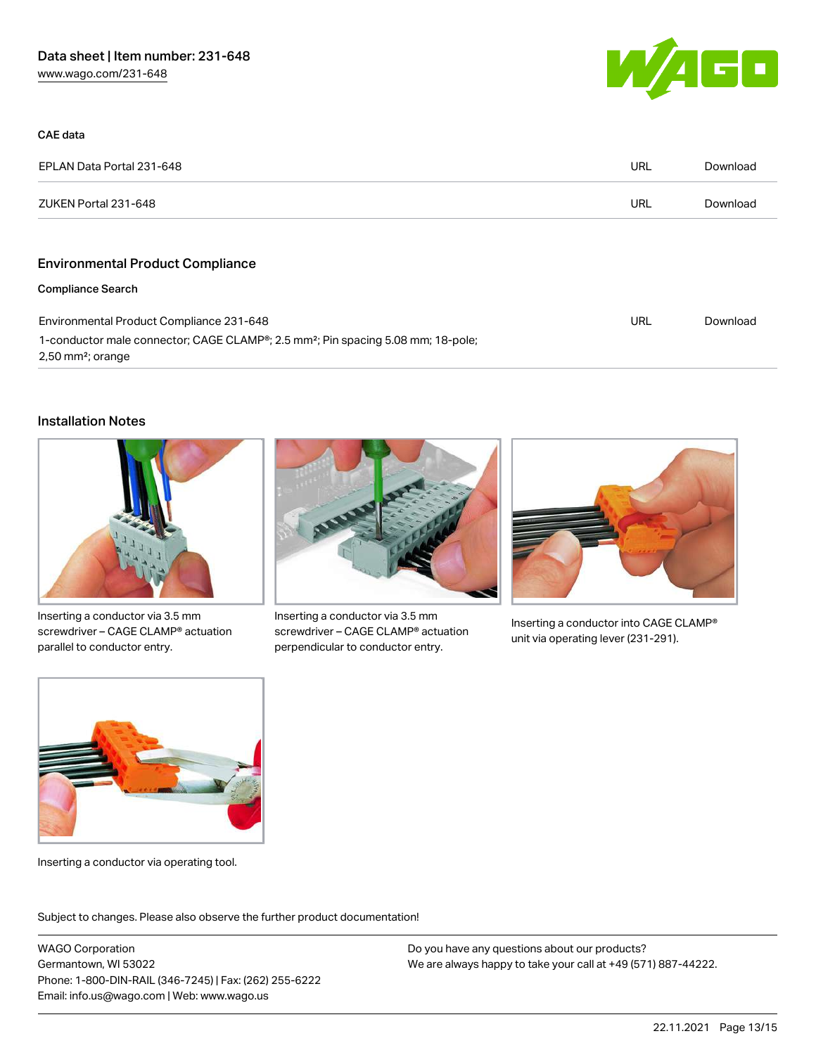### CAE data

| | | |
|---|---|---|
| EPLAN Data Portal 231-648 | URL | Download |
| ZUKEN Portal 231-648 | URL | Download |

## Environmental Product Compliance

### Compliance Search

| | | |
|---|---|---|
| Environmental Product Compliance 231-648<br>1-conductor male connector; CAGE CLAMP®; 2.5 mm²; Pin spacing 5.08 mm; 18-pole; 2,50 mm²; orange | URL | Download |

## Installation Notes

Inserting a conductor via 3.5 mm screwdriver – CAGE CLAMP® actuation parallel to conductor entry.

Inserting a conductor via 3.5 mm screwdriver – CAGE CLAMP® actuation perpendicular to conductor entry.

Inserting a conductor into CAGE CLAMP® unit via operating lever (231-291).

Inserting a conductor via operating tool.

Subject to changes. Please also observe the further product documentation!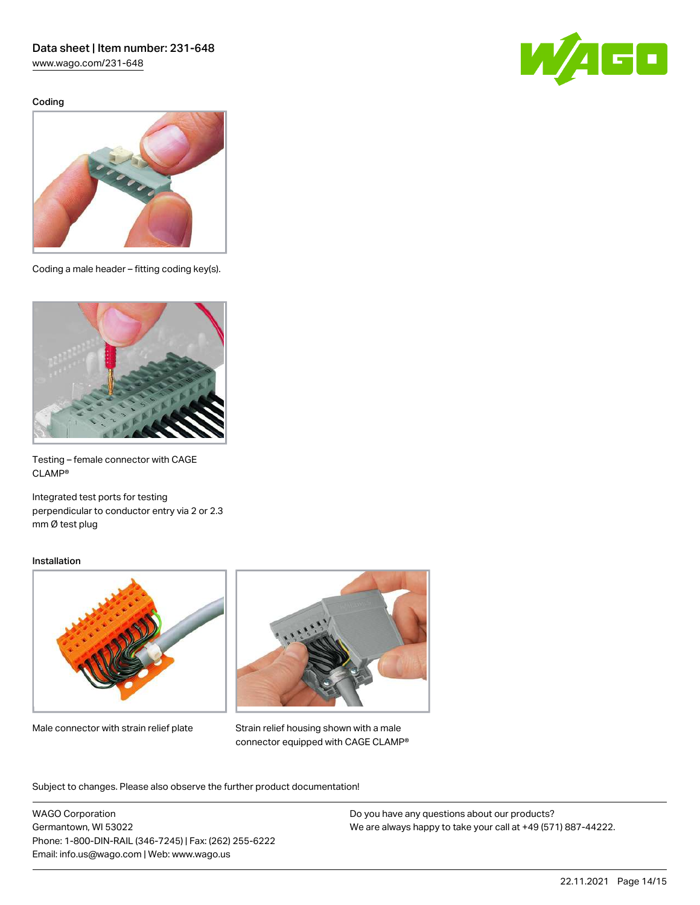### Coding

Coding a male header – fitting coding key(s).

Testing – female connector with CAGE CLAMP®

Integrated test ports for testing perpendicular to conductor entry via 2 or 2.3 mm Ø test plug

### Installation

Male connector with strain relief plate

Strain relief housing shown with a male connector equipped with CAGE CLAMP®

Subject to changes. Please also observe the further product documentation!

WAGO Corporation
Germantown, WI 53022
Phone: 1-800-DIN-RAIL (346-7245) | Fax: (262) 255-6222
Email: info.us@wago.com | Web: www.wago.us

Do you have any questions about our products?
We are always happy to take your call at +49 (571) 887-44222.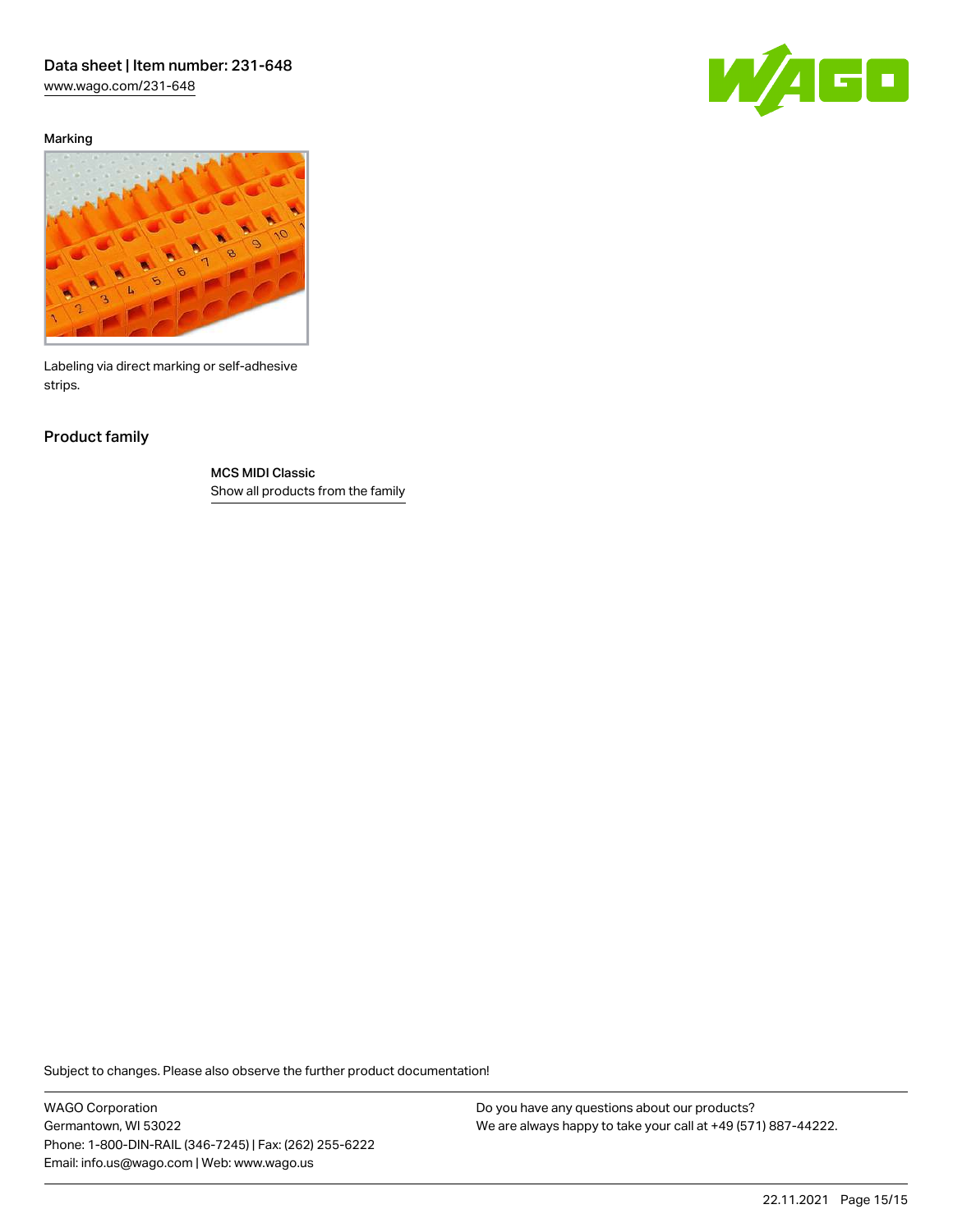Marking

Labeling via direct marking or self-adhesive strips.

## Product family

MCS MIDI Classic
Show all products from the family

Subject to changes. Please also observe the further product documentation!

WAGO Corporation
Germantown, WI 53022
Phone: 1-800-DIN-RAIL (346-7245) | Fax: (262) 255-6222
Email: info.us@wago.com | Web: www.wago.us

Do you have any questions about our products?
We are always happy to take your call at +49 (571) 887-44222.